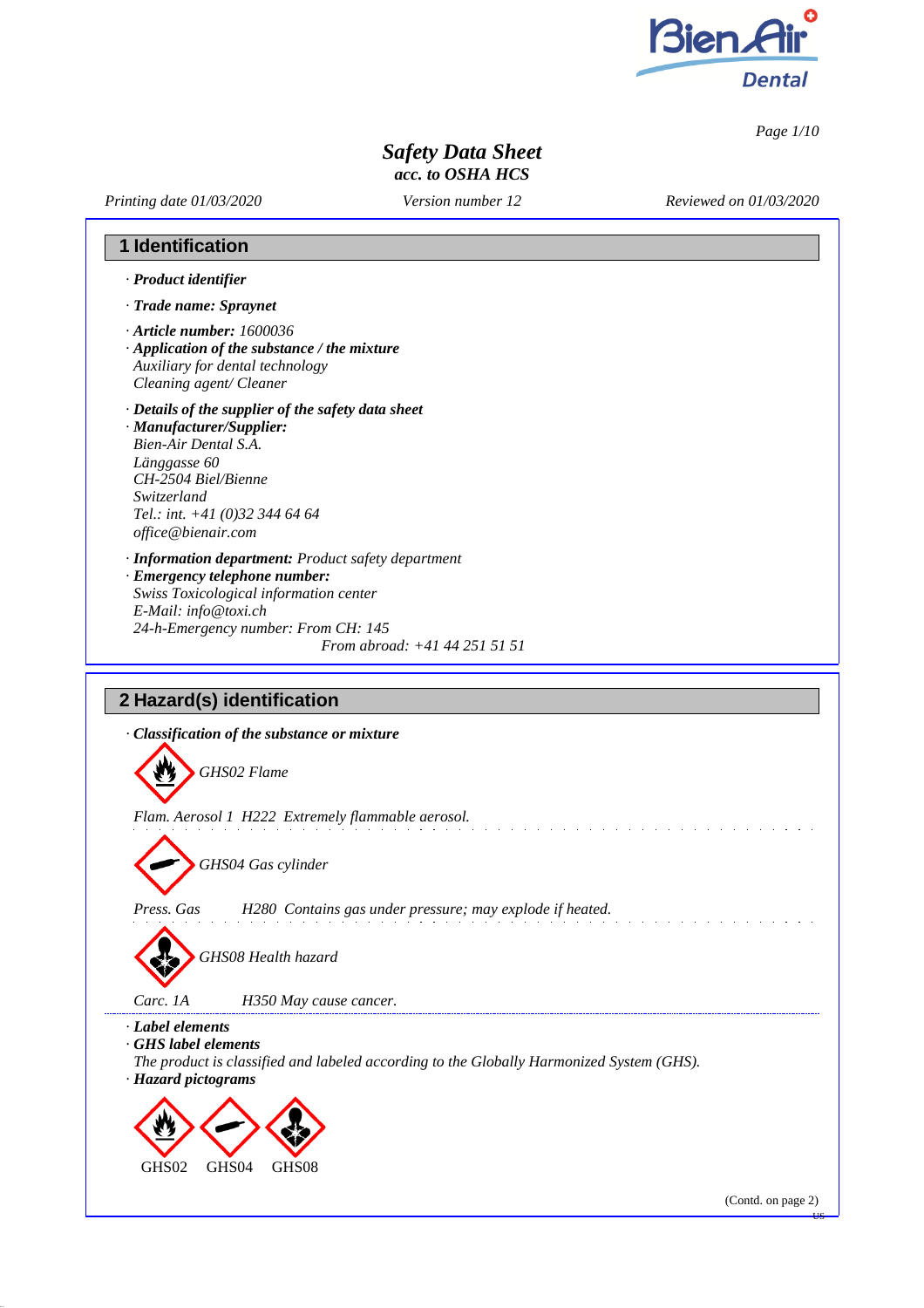# Safety Data Sheet

*acc. to OSHA HCS*

*Printing date 01/03/2020* *Version number 12* *Reviewed on 01/03/2020*

## 1 Identification

· ***Product identifier***

· ***Trade name: Spraynet***

· ***Article number:*** *1600036*

· ***Application of the substance / the mixture***
*Auxiliary for dental technology*
*Cleaning agent/ Cleaner*

· ***Details of the supplier of the safety data sheet***

· ***Manufacturer/Supplier:***
*Bien-Air Dental S.A.*
*Länggasse 60*
*CH-2504 Biel/Bienne*
*Switzerland*
*Tel.: int. +41 (0)32 344 64 64*
*office@bienair.com*

· ***Information department:*** *Product safety department*

· ***Emergency telephone number:***
*Swiss Toxicological information center*
*E-Mail: info@toxi.ch*
*24-h-Emergency number: From CH: 145*
*From abroad: +41 44 251 51 51*

## 2 Hazard(s) identification

· ***Classification of the substance or mixture***

*GHS02 Flame*

*Flam. Aerosol 1 H222 Extremely flammable aerosol.*

*GHS04 Gas cylinder*

*Press. Gas H280 Contains gas under pressure; may explode if heated.*

*GHS08 Health hazard*

*Carc. 1A H350 May cause cancer.*

· ***Label elements***

· ***GHS label elements***
*The product is classified and labeled according to the Globally Harmonized System (GHS).*

· ***Hazard pictograms***

GHS02 GHS04 GHS08

(Contd. on page 2)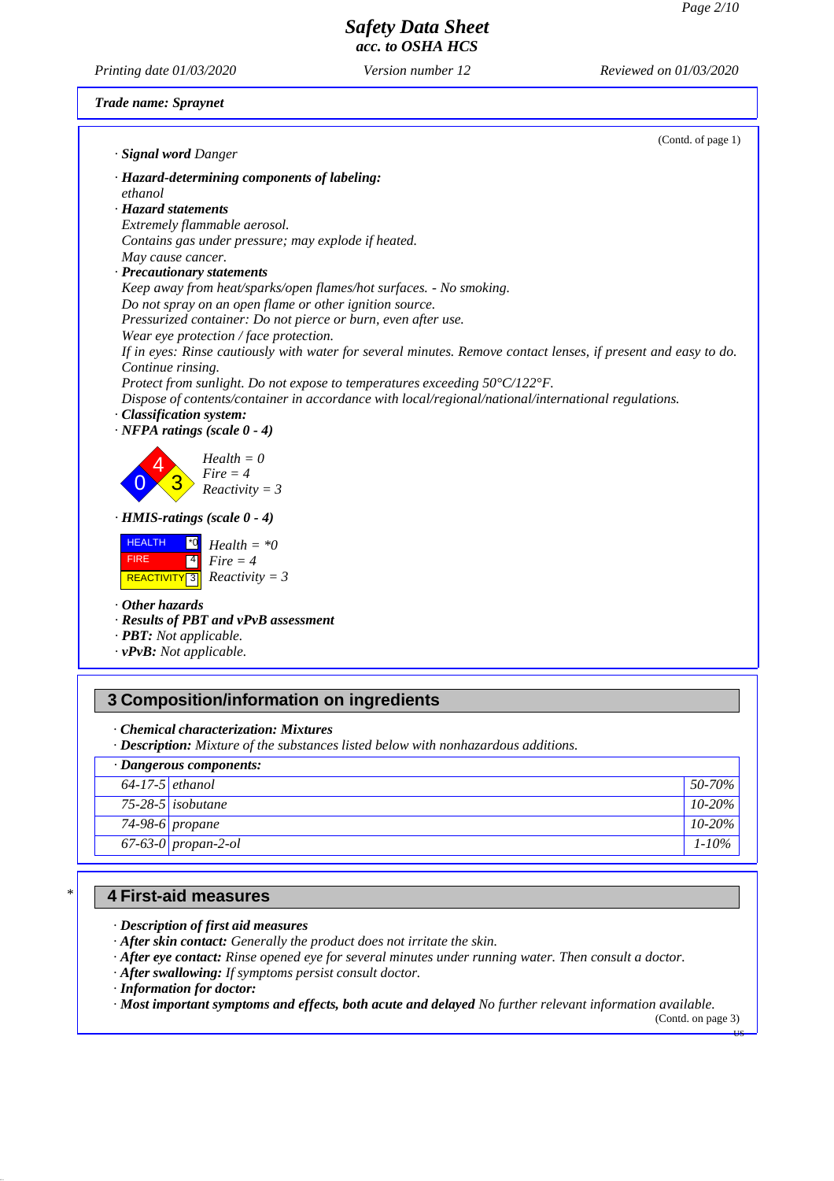**Trade name: Spraynet**

(Contd. of page 1)

· **Signal word** Danger

· **Hazard-determining components of labeling:**
ethanol

· **Hazard statements**
Extremely flammable aerosol.
Contains gas under pressure; may explode if heated.
May cause cancer.

· **Precautionary statements**
Keep away from heat/sparks/open flames/hot surfaces. - No smoking.
Do not spray on an open flame or other ignition source.
Pressurized container: Do not pierce or burn, even after use.
Wear eye protection / face protection.
If in eyes: Rinse cautiously with water for several minutes. Remove contact lenses, if present and easy to do. Continue rinsing.
Protect from sunlight. Do not expose to temperatures exceeding 50°C/122°F.
Dispose of contents/container in accordance with local/regional/national/international regulations.

· **Classification system:**

· **NFPA ratings (scale 0 - 4)**

Health = 0
Fire = 4
Reactivity = 3

· **HMIS-ratings (scale 0 - 4)**

| | |
|---|---|
| HEALTH | *0 |
| FIRE | 4 |
| REACTIVITY | 3 |

Health = *0
Fire = 4
Reactivity = 3

· **Other hazards**

· **Results of PBT and vPvB assessment**

· **PBT:** Not applicable.

· **vPvB:** Not applicable.

## 3 Composition/information on ingredients

· **Chemical characterization: Mixtures**

· **Description:** Mixture of the substances listed below with nonhazardous additions.

| · **Dangerous components:** | | |
|---|---|---|
| 64-17-5 | ethanol | 50-70% |
| 75-28-5 | isobutane | 10-20% |
| 74-98-6 | propane | 10-20% |
| 67-63-0 | propan-2-ol | 1-10% |

## 4 First-aid measures

· **Description of first aid measures**

· **After skin contact:** Generally the product does not irritate the skin.

· **After eye contact:** Rinse opened eye for several minutes under running water. Then consult a doctor.

· **After swallowing:** If symptoms persist consult doctor.

· **Information for doctor:**

· **Most important symptoms and effects, both acute and delayed** No further relevant information available.

(Contd. on page 3)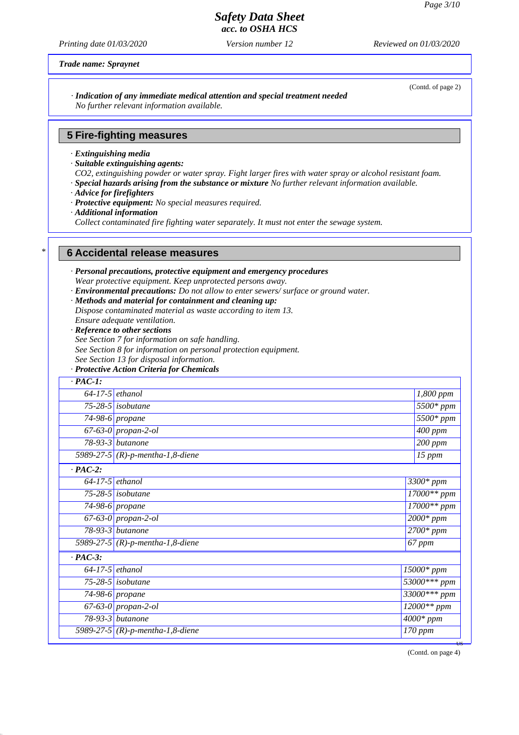Trade name: Spraynet

(Contd. of page 2)

· **Indication of any immediate medical attention and special treatment needed**
No further relevant information available.

## 5 Fire-fighting measures

· **Extinguishing media**
· **Suitable extinguishing agents:**
CO2, extinguishing powder or water spray. Fight larger fires with water spray or alcohol resistant foam.
· **Special hazards arising from the substance or mixture** No further relevant information available.
· **Advice for firefighters**
· **Protective equipment:** No special measures required.
· **Additional information**
Collect contaminated fire fighting water separately. It must not enter the sewage system.

## * 6 Accidental release measures

· **Personal precautions, protective equipment and emergency procedures**
Wear protective equipment. Keep unprotected persons away.
· **Environmental precautions:** Do not allow to enter sewers/ surface or ground water.
· **Methods and material for containment and cleaning up:**
Dispose contaminated material as waste according to item 13.
Ensure adequate ventilation.
· **Reference to other sections**
See Section 7 for information on safe handling.
See Section 8 for information on personal protection equipment.
See Section 13 for disposal information.
· **Protective Action Criteria for Chemicals**

| · PAC-1: | | |
|---|---|---|
| 64-17-5 | ethanol | 1,800 ppm |
| 75-28-5 | isobutane | 5500* ppm |
| 74-98-6 | propane | 5500* ppm |
| 67-63-0 | propan-2-ol | 400 ppm |
| 78-93-3 | butanone | 200 ppm |
| 5989-27-5 | (R)-p-mentha-1,8-diene | 15 ppm |
| **· PAC-2:** | | |
| 64-17-5 | ethanol | 3300* ppm |
| 75-28-5 | isobutane | 17000** ppm |
| 74-98-6 | propane | 17000** ppm |
| 67-63-0 | propan-2-ol | 2000* ppm |
| 78-93-3 | butanone | 2700* ppm |
| 5989-27-5 | (R)-p-mentha-1,8-diene | 67 ppm |
| **· PAC-3:** | | |
| 64-17-5 | ethanol | 15000* ppm |
| 75-28-5 | isobutane | 53000*** ppm |
| 74-98-6 | propane | 33000*** ppm |
| 67-63-0 | propan-2-ol | 12000** ppm |
| 78-93-3 | butanone | 4000* ppm |
| 5989-27-5 | (R)-p-mentha-1,8-diene | 170 ppm |

(Contd. on page 4)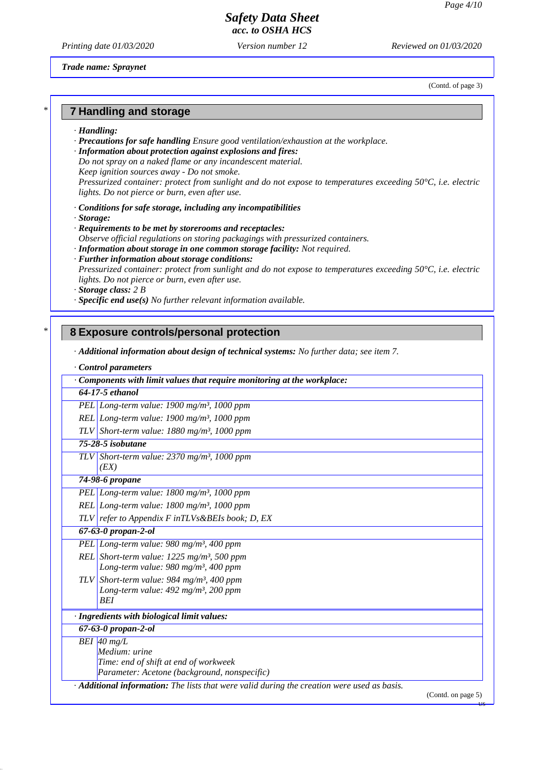Trade name: Spraynet

(Contd. of page 3)

## 7 Handling and storage

· **Handling:**
· **Precautions for safe handling** *Ensure good ventilation/exhaustion at the workplace.*
· **Information about protection against explosions and fires:**
*Do not spray on a naked flame or any incandescent material.*
*Keep ignition sources away - Do not smoke.*
*Pressurized container: protect from sunlight and do not expose to temperatures exceeding 50°C, i.e. electric lights. Do not pierce or burn, even after use.*

· **Conditions for safe storage, including any incompatibilities**
· **Storage:**
· **Requirements to be met by storerooms and receptacles:**
*Observe official regulations on storing packagings with pressurized containers.*
· **Information about storage in one common storage facility:** *Not required.*
· **Further information about storage conditions:**
*Pressurized container: protect from sunlight and do not expose to temperatures exceeding 50°C, i.e. electric lights. Do not pierce or burn, even after use.*
· **Storage class:** *2 B*
· **Specific end use(s)** *No further relevant information available.*

## 8 Exposure controls/personal protection

· **Additional information about design of technical systems:** *No further data; see item 7.*

· **Control parameters**

| · Components with limit values that require monitoring at the workplace: | |
|---|---|
| **64-17-5 ethanol** | |
| PEL | Long-term value: 1900 mg/m³, 1000 ppm |
| REL | Long-term value: 1900 mg/m³, 1000 ppm |
| TLV | Short-term value: 1880 mg/m³, 1000 ppm |
| **75-28-5 isobutane** | |
| TLV | Short-term value: 2370 mg/m³, 1000 ppm (EX) |
| **74-98-6 propane** | |
| PEL | Long-term value: 1800 mg/m³, 1000 ppm |
| REL | Long-term value: 1800 mg/m³, 1000 ppm |
| TLV | refer to Appendix F inTLVs&BEIs book; D, EX |
| **67-63-0 propan-2-ol** | |
| PEL | Long-term value: 980 mg/m³, 400 ppm |
| REL | Short-term value: 1225 mg/m³, 500 ppm<br>Long-term value: 980 mg/m³, 400 ppm |
| TLV | Short-term value: 984 mg/m³, 400 ppm<br>Long-term value: 492 mg/m³, 200 ppm<br>BEI |

| · Ingredients with biological limit values: | |
|---|---|
| **67-63-0 propan-2-ol** | |
| BEI | 40 mg/L<br>Medium: urine<br>Time: end of shift at end of workweek<br>Parameter: Acetone (background, nonspecific) |

· **Additional information:** *The lists that were valid during the creation were used as basis.*

(Contd. on page 5)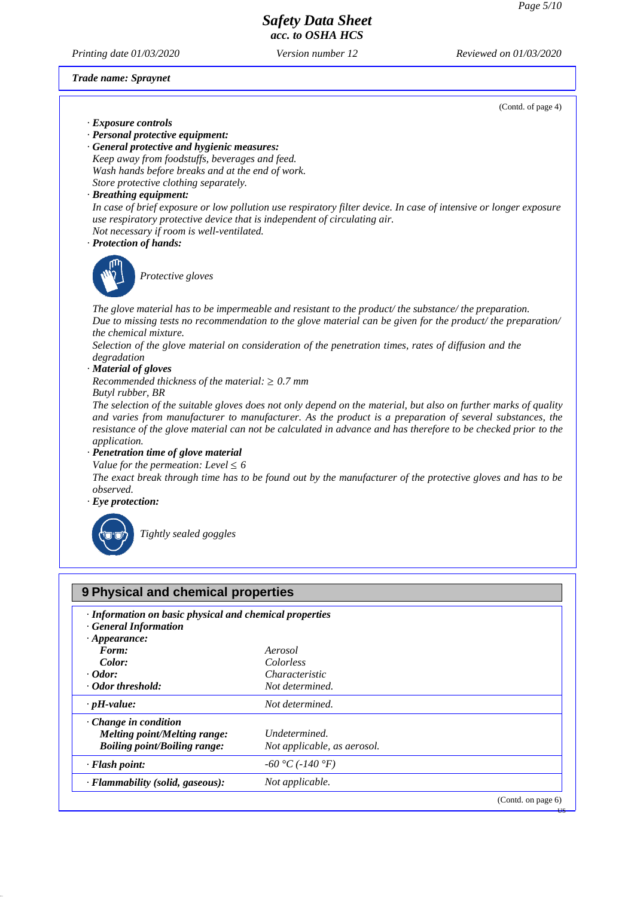*Trade name: Spraynet*

(Contd. of page 4)

· ***Exposure controls***
· ***Personal protective equipment:***
· ***General protective and hygienic measures:***
*Keep away from foodstuffs, beverages and feed.*
*Wash hands before breaks and at the end of work.*
*Store protective clothing separately.*
· ***Breathing equipment:***
*In case of brief exposure or low pollution use respiratory filter device. In case of intensive or longer exposure use respiratory protective device that is independent of circulating air.*
*Not necessary if room is well-ventilated.*
· ***Protection of hands:***

*Protective gloves*

*The glove material has to be impermeable and resistant to the product/ the substance/ the preparation.*
*Due to missing tests no recommendation to the glove material can be given for the product/ the preparation/ the chemical mixture.*
*Selection of the glove material on consideration of the penetration times, rates of diffusion and the degradation*
· ***Material of gloves***
*Recommended thickness of the material: ≥ 0.7 mm*
*Butyl rubber, BR*
*The selection of the suitable gloves does not only depend on the material, but also on further marks of quality and varies from manufacturer to manufacturer. As the product is a preparation of several substances, the resistance of the glove material can not be calculated in advance and has therefore to be checked prior to the application.*
· ***Penetration time of glove material***
*Value for the permeation: Level ≤ 6*
*The exact break through time has to be found out by the manufacturer of the protective gloves and has to be observed.*
· ***Eye protection:***

*Tightly sealed goggles*

## 9 Physical and chemical properties

| | |
|---|---|
| · ***Information on basic physical and chemical properties*** | |
| · ***General Information*** | |
| · ***Appearance:*** | |
| ***Form:*** | *Aerosol* |
| ***Color:*** | *Colorless* |
| · ***Odor:*** | *Characteristic* |
| · ***Odor threshold:*** | *Not determined.* |
| · ***pH-value:*** | *Not determined.* |
| · ***Change in condition*** | |
| ***Melting point/Melting range:*** | *Undetermined.* |
| ***Boiling point/Boiling range:*** | *Not applicable, as aerosol.* |
| · ***Flash point:*** | *-60 °C (-140 °F)* |
| · ***Flammability (solid, gaseous):*** | *Not applicable.* |

(Contd. on page 6)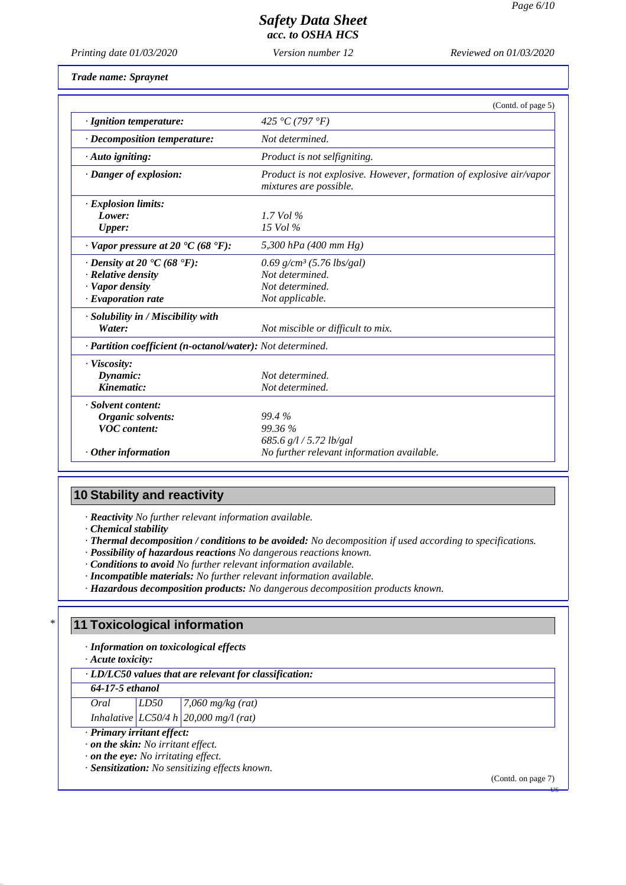Trade name: Spraynet

(Contd. of page 5)

| | |
|---|---|
| · **Ignition temperature:** | 425 °C (797 °F) |
| · **Decomposition temperature:** | Not determined. |
| · **Auto igniting:** | Product is not selfigniting. |
| · **Danger of explosion:** | Product is not explosive. However, formation of explosive air/vapor mixtures are possible. |
| · **Explosion limits:** | |
| **Lower:** | 1.7 Vol % |
| **Upper:** | 15 Vol % |
| · **Vapor pressure at 20 °C (68 °F):** | 5,300 hPa (400 mm Hg) |
| · **Density at 20 °C (68 °F):** | 0.69 g/cm³ (5.76 lbs/gal) |
| · **Relative density** | Not determined. |
| · **Vapor density** | Not determined. |
| · **Evaporation rate** | Not applicable. |
| · **Solubility in / Miscibility with** | |
| **Water:** | Not miscible or difficult to mix. |
| · **Partition coefficient (n-octanol/water):** | Not determined. |
| · **Viscosity:** | |
| **Dynamic:** | Not determined. |
| **Kinematic:** | Not determined. |
| · **Solvent content:** | |
| **Organic solvents:** | 99.4 % |
| **VOC content:** | 99.36 % |
| | 685.6 g/l / 5.72 lb/gal |
| · **Other information** | No further relevant information available. |

## 10 Stability and reactivity

· **Reactivity** No further relevant information available.
· **Chemical stability**
· **Thermal decomposition / conditions to be avoided:** No decomposition if used according to specifications.
· **Possibility of hazardous reactions** No dangerous reactions known.
· **Conditions to avoid** No further relevant information available.
· **Incompatible materials:** No further relevant information available.
· **Hazardous decomposition products:** No dangerous decomposition products known.

## * 11 Toxicological information

· **Information on toxicological effects**
· **Acute toxicity:**

| · **LD/LC50 values that are relevant for classification:** | | |
|---|---|---|
| **64-17-5 ethanol** | | |
| Oral | LD50 | 7,060 mg/kg (rat) |
| Inhalative | LC50/4 h | 20,000 mg/l (rat) |

· **Primary irritant effect:**
· **on the skin:** No irritant effect.
· **on the eye:** No irritating effect.
· **Sensitization:** No sensitizing effects known.

(Contd. on page 7)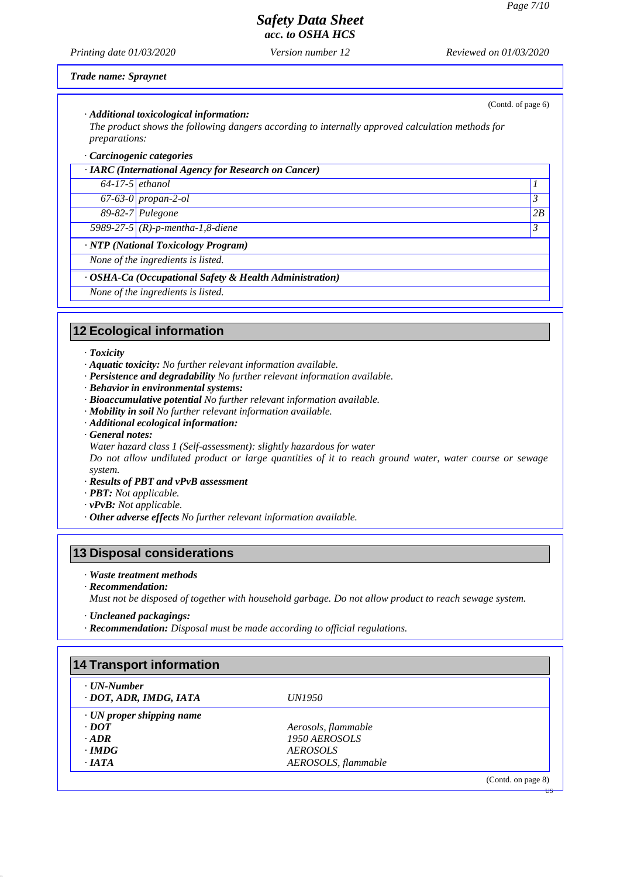*Trade name: Spraynet*

(Contd. of page 6)

· ***Additional toxicological information:***
*The product shows the following dangers according to internally approved calculation methods for preparations:*

· ***Carcinogenic categories***

· ***IARC (International Agency for Research on Cancer)***

| | | |
|---|---|---|
| 64-17-5 | ethanol | 1 |
| 67-63-0 | propan-2-ol | 3 |
| 89-82-7 | Pulegone | 2B |
| 5989-27-5 | (R)-p-mentha-1,8-diene | 3 |

· ***NTP (National Toxicology Program)***
*None of the ingredients is listed.*

· ***OSHA-Ca (Occupational Safety & Health Administration)***
*None of the ingredients is listed.*

## 12 Ecological information

· ***Toxicity***
· ***Aquatic toxicity:*** *No further relevant information available.*
· ***Persistence and degradability*** *No further relevant information available.*
· ***Behavior in environmental systems:***
· ***Bioaccumulative potential*** *No further relevant information available.*
· ***Mobility in soil*** *No further relevant information available.*
· ***Additional ecological information:***
· ***General notes:***
*Water hazard class 1 (Self-assessment): slightly hazardous for water*
*Do not allow undiluted product or large quantities of it to reach ground water, water course or sewage system.*
· ***Results of PBT and vPvB assessment***
· ***PBT:*** *Not applicable.*
· ***vPvB:*** *Not applicable.*
· ***Other adverse effects*** *No further relevant information available.*

## 13 Disposal considerations

· ***Waste treatment methods***
· ***Recommendation:***
*Must not be disposed of together with household garbage. Do not allow product to reach sewage system.*

· ***Uncleaned packagings:***
· ***Recommendation:*** *Disposal must be made according to official regulations.*

## 14 Transport information

| | |
|---|---|
| · ***UN-Number*** | |
| · ***DOT, ADR, IMDG, IATA*** | *UN1950* |
| · ***UN proper shipping name*** | |
| · ***DOT*** | *Aerosols, flammable* |
| · ***ADR*** | *1950 AEROSOLS* |
| · ***IMDG*** | *AEROSOLS* |
| · ***IATA*** | *AEROSOLS, flammable* |

(Contd. on page 8)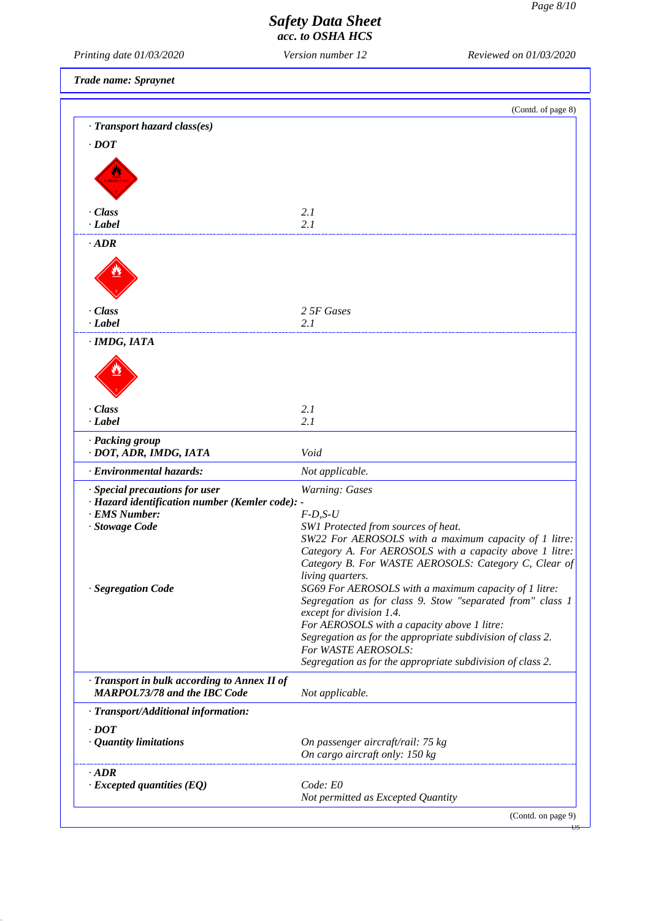*Trade name: Spraynet*

(Contd. of page 8)

| | |
|---|---|
| **· Transport hazard class(es)** | |
| **· DOT** | |
| **· Class** | 2.1 |
| **· Label** | 2.1 |
| **· ADR** | |
| **· Class** | 2 5F Gases |
| **· Label** | 2.1 |
| **· IMDG, IATA** | |
| **· Class** | 2.1 |
| **· Label** | 2.1 |
| **· Packing group** | |
| **· DOT, ADR, IMDG, IATA** | Void |
| **· Environmental hazards:** | Not applicable. |
| **· Special precautions for user** | Warning: Gases |
| **· Hazard identification number (Kemler code):** | - |
| **· EMS Number:** | F-D,S-U |
| **· Stowage Code** | SW1 Protected from sources of heat. SW22 For AEROSOLS with a maximum capacity of 1 litre: Category A. For AEROSOLS with a capacity above 1 litre: Category B. For WASTE AEROSOLS: Category C, Clear of living quarters. |
| **· Segregation Code** | SG69 For AEROSOLS with a maximum capacity of 1 litre: Segregation as for class 9. Stow "separated from" class 1 except for division 1.4. For AEROSOLS with a capacity above 1 litre: Segregation as for the appropriate subdivision of class 2. For WASTE AEROSOLS: Segregation as for the appropriate subdivision of class 2. |
| **· Transport in bulk according to Annex II of MARPOL73/78 and the IBC Code** | Not applicable. |
| **· Transport/Additional information:** | |
| **· DOT** | |
| **· Quantity limitations** | On passenger aircraft/rail: 75 kg<br>On cargo aircraft only: 150 kg |
| **· ADR** | |
| **· Excepted quantities (EQ)** | Code: E0<br>Not permitted as Excepted Quantity |

(Contd. on page 9)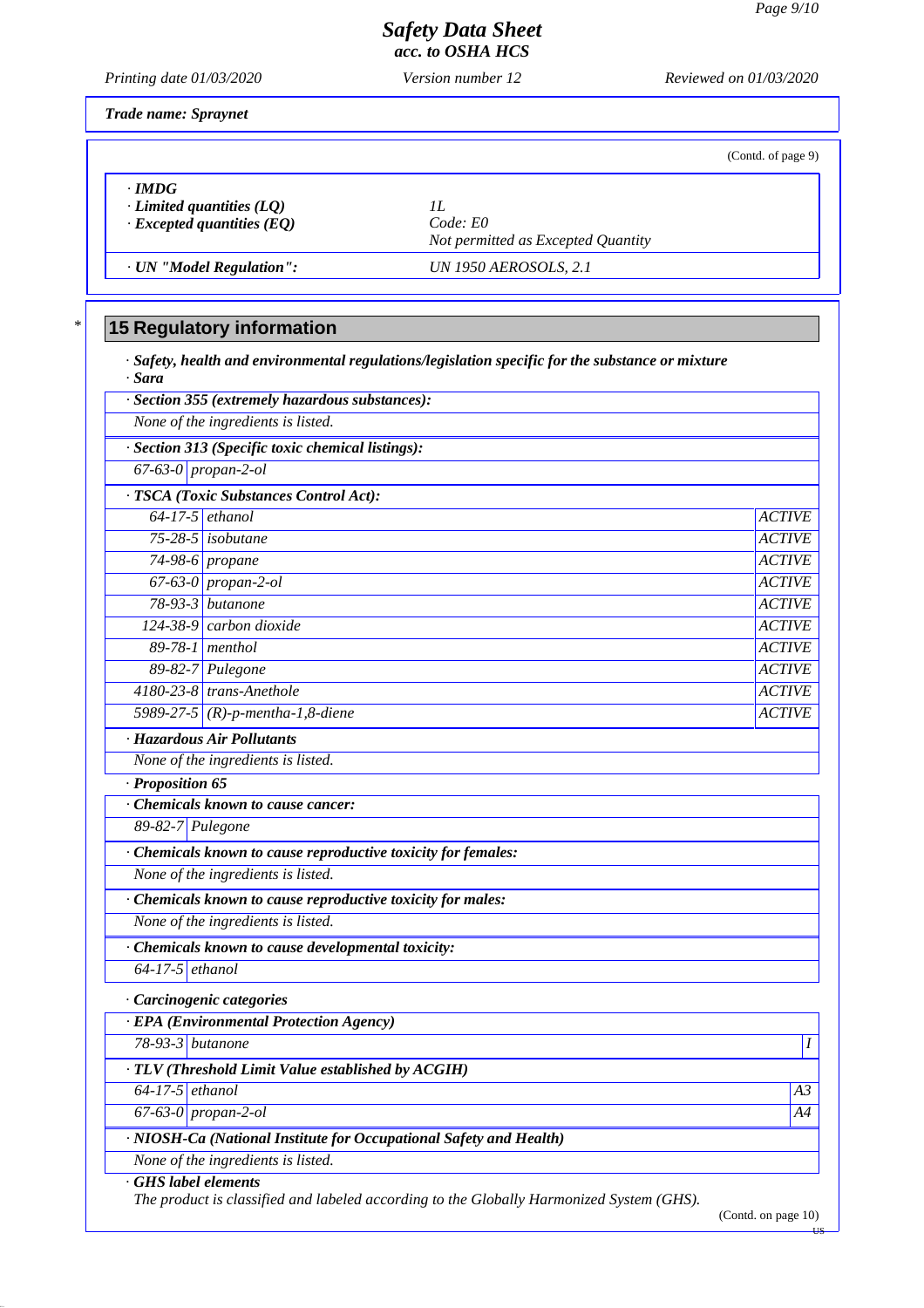**Trade name: Spraynet**

(Contd. of page 9)

· **IMDG**

| | |
|---|---|
| · **Limited quantities (LQ)** | 1L |
| · **Excepted quantities (EQ)** | Code: E0<br>Not permitted as Excepted Quantity |
| · **UN "Model Regulation":** | UN 1950 AEROSOLS, 2.1 |

## 15 Regulatory information

· **Safety, health and environmental regulations/legislation specific for the substance or mixture**

· **Sara**

· **Section 355 (extremely hazardous substances):**

None of the ingredients is listed.

· **Section 313 (Specific toxic chemical listings):**

| | |
|---|---|
| 67-63-0 | propan-2-ol |

· **TSCA (Toxic Substances Control Act):**

| | | |
|---|---|---|
| 64-17-5 | ethanol | ACTIVE |
| 75-28-5 | isobutane | ACTIVE |
| 74-98-6 | propane | ACTIVE |
| 67-63-0 | propan-2-ol | ACTIVE |
| 78-93-3 | butanone | ACTIVE |
| 124-38-9 | carbon dioxide | ACTIVE |
| 89-78-1 | menthol | ACTIVE |
| 89-82-7 | Pulegone | ACTIVE |
| 4180-23-8 | trans-Anethole | ACTIVE |
| 5989-27-5 | (R)-p-mentha-1,8-diene | ACTIVE |

· **Hazardous Air Pollutants**

None of the ingredients is listed.

· **Proposition 65**

· **Chemicals known to cause cancer:**

| | |
|---|---|
| 89-82-7 | Pulegone |

· **Chemicals known to cause reproductive toxicity for females:**

None of the ingredients is listed.

· **Chemicals known to cause reproductive toxicity for males:**

None of the ingredients is listed.

· **Chemicals known to cause developmental toxicity:**

| | |
|---|---|
| 64-17-5 | ethanol |

· **Carcinogenic categories**

· **EPA (Environmental Protection Agency)**

| | | |
|---|---|---|
| 78-93-3 | butanone | I |

· **TLV (Threshold Limit Value established by ACGIH)**

| | | |
|---|---|---|
| 64-17-5 | ethanol | A3 |
| 67-63-0 | propan-2-ol | A4 |

· **NIOSH-Ca (National Institute for Occupational Safety and Health)**

None of the ingredients is listed.

· **GHS label elements**

The product is classified and labeled according to the Globally Harmonized System (GHS).

(Contd. on page 10)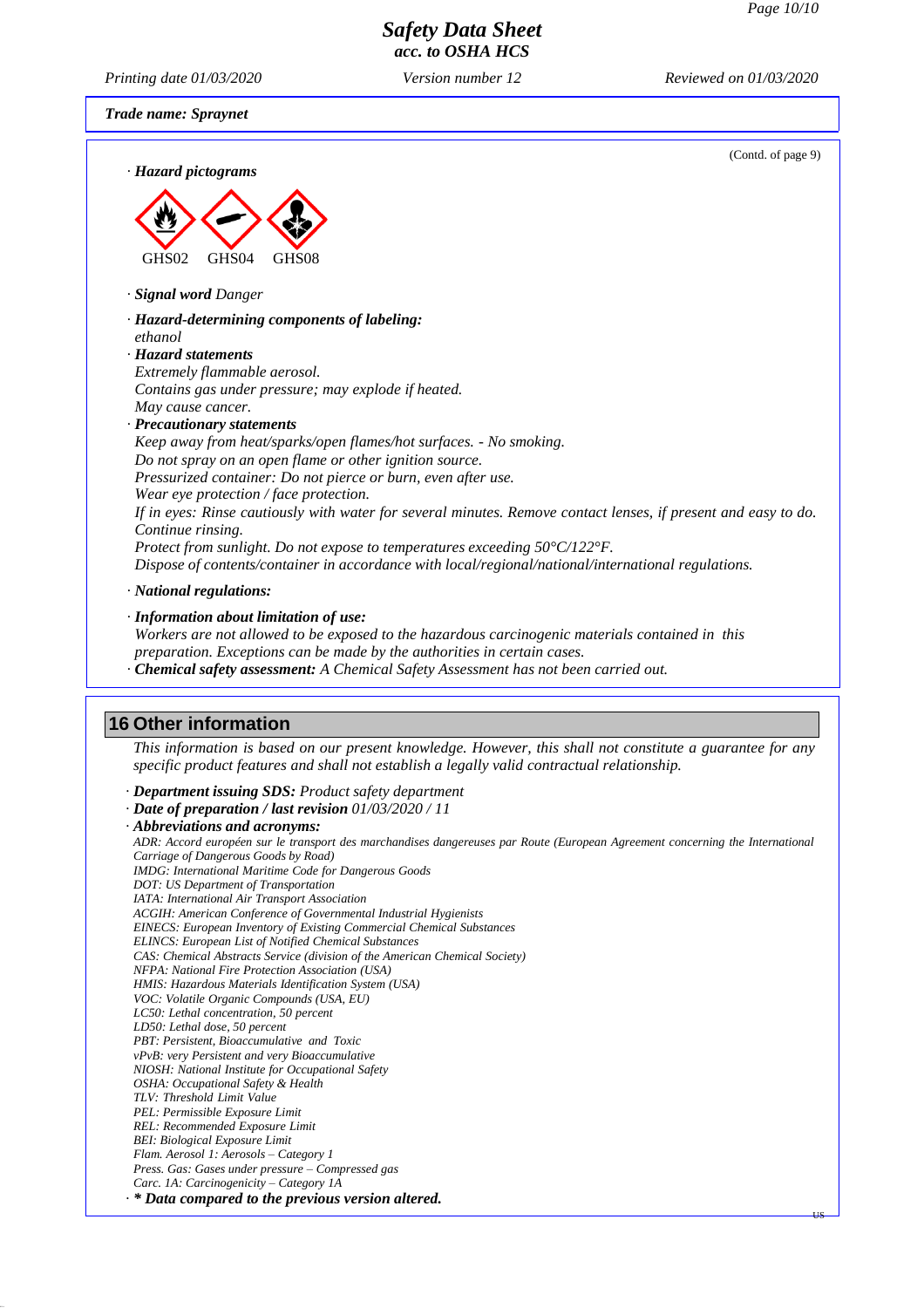Trade name: Spraynet

(Contd. of page 9)

· **Hazard pictograms**

GHS02 GHS04 GHS08

· **Signal word** *Danger*

· **Hazard-determining components of labeling:**
*ethanol*

· **Hazard statements**
*Extremely flammable aerosol.*
*Contains gas under pressure; may explode if heated.*
*May cause cancer.*

· **Precautionary statements**
*Keep away from heat/sparks/open flames/hot surfaces. - No smoking.*
*Do not spray on an open flame or other ignition source.*
*Pressurized container: Do not pierce or burn, even after use.*
*Wear eye protection / face protection.*
*If in eyes: Rinse cautiously with water for several minutes. Remove contact lenses, if present and easy to do. Continue rinsing.*
*Protect from sunlight. Do not expose to temperatures exceeding 50°C/122°F.*
*Dispose of contents/container in accordance with local/regional/national/international regulations.*

· **National regulations:**

· **Information about limitation of use:**
*Workers are not allowed to be exposed to the hazardous carcinogenic materials contained in this preparation. Exceptions can be made by the authorities in certain cases.*

· **Chemical safety assessment:** *A Chemical Safety Assessment has not been carried out.*

## 16 Other information

*This information is based on our present knowledge. However, this shall not constitute a guarantee for any specific product features and shall not establish a legally valid contractual relationship.*

· **Department issuing SDS:** *Product safety department*

· **Date of preparation / last revision** *01/03/2020 / 11*

· **Abbreviations and acronyms:**
*ADR: Accord européen sur le transport des marchandises dangereuses par Route (European Agreement concerning the International Carriage of Dangerous Goods by Road)*
*IMDG: International Maritime Code for Dangerous Goods*
*DOT: US Department of Transportation*
*IATA: International Air Transport Association*
*ACGIH: American Conference of Governmental Industrial Hygienists*
*EINECS: European Inventory of Existing Commercial Chemical Substances*
*ELINCS: European List of Notified Chemical Substances*
*CAS: Chemical Abstracts Service (division of the American Chemical Society)*
*NFPA: National Fire Protection Association (USA)*
*HMIS: Hazardous Materials Identification System (USA)*
*VOC: Volatile Organic Compounds (USA, EU)*
*LC50: Lethal concentration, 50 percent*
*LD50: Lethal dose, 50 percent*
*PBT: Persistent, Bioaccumulative and Toxic*
*vPvB: very Persistent and very Bioaccumulative*
*NIOSH: National Institute for Occupational Safety*
*OSHA: Occupational Safety & Health*
*TLV: Threshold Limit Value*
*PEL: Permissible Exposure Limit*
*REL: Recommended Exposure Limit*
*BEI: Biological Exposure Limit*
*Flam. Aerosol 1: Aerosols – Category 1*
*Press. Gas: Gases under pressure – Compressed gas*
*Carc. 1A: Carcinogenicity – Category 1A*

· ***** **Data compared to the previous version altered.**